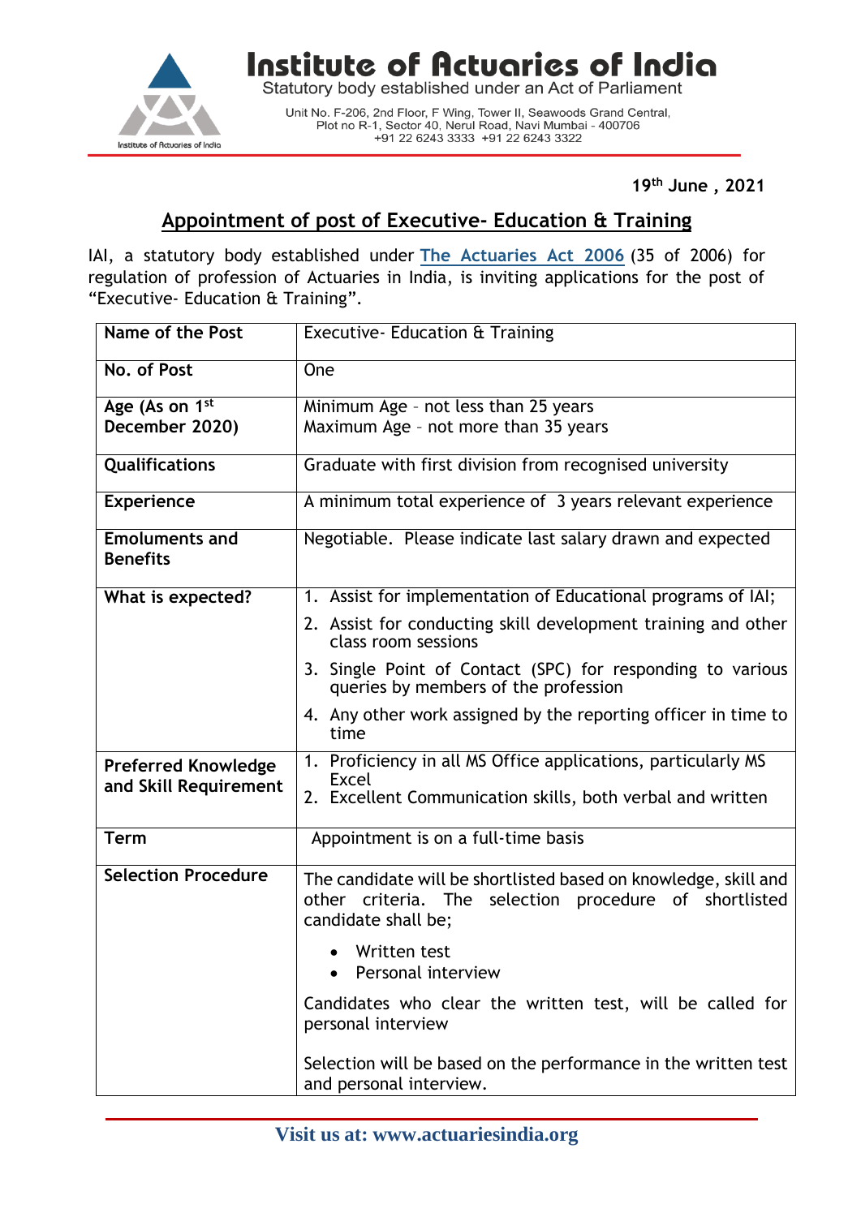# Institute of Actuaries of India

Statutory body established under an Act of Parliament

Unit No. F-206, 2nd Floor, F Wing, Tower II, Seawoods Grand Central,
Plot no R-1, Sector 40, Nerul Road, Navi Mumbai - 400706
+91 22 6243 3333 +91 22 6243 3322

**19th June , 2021**

## Appointment of post of Executive- Education & Training

IAI, a statutory body established under **The Actuaries Act 2006** (35 of 2006) for regulation of profession of Actuaries in India, is inviting applications for the post of "Executive- Education & Training".

| | |
|---|---|
| **Name of the Post** | Executive- Education & Training |
| **No. of Post** | One |
| **Age (As on 1st December 2020)** | Minimum Age – not less than 25 years<br>Maximum Age – not more than 35 years |
| **Qualifications** | Graduate with first division from recognised university |
| **Experience** | A minimum total experience of 3 years relevant experience |
| **Emoluments and Benefits** | Negotiable. Please indicate last salary drawn and expected |
| **What is expected?** | 1. Assist for implementation of Educational programs of IAI;<br>2. Assist for conducting skill development training and other class room sessions<br>3. Single Point of Contact (SPC) for responding to various queries by members of the profession<br>4. Any other work assigned by the reporting officer in time to time |
| **Preferred Knowledge and Skill Requirement** | 1. Proficiency in all MS Office applications, particularly MS Excel<br>2. Excellent Communication skills, both verbal and written |
| **Term** | Appointment is on a full-time basis |
| **Selection Procedure** | The candidate will be shortlisted based on knowledge, skill and other criteria. The selection procedure of shortlisted candidate shall be;<br>• Written test<br>• Personal interview<br>Candidates who clear the written test, will be called for personal interview<br>Selection will be based on the performance in the written test and personal interview. |

**Visit us at: www.actuariesindia.org**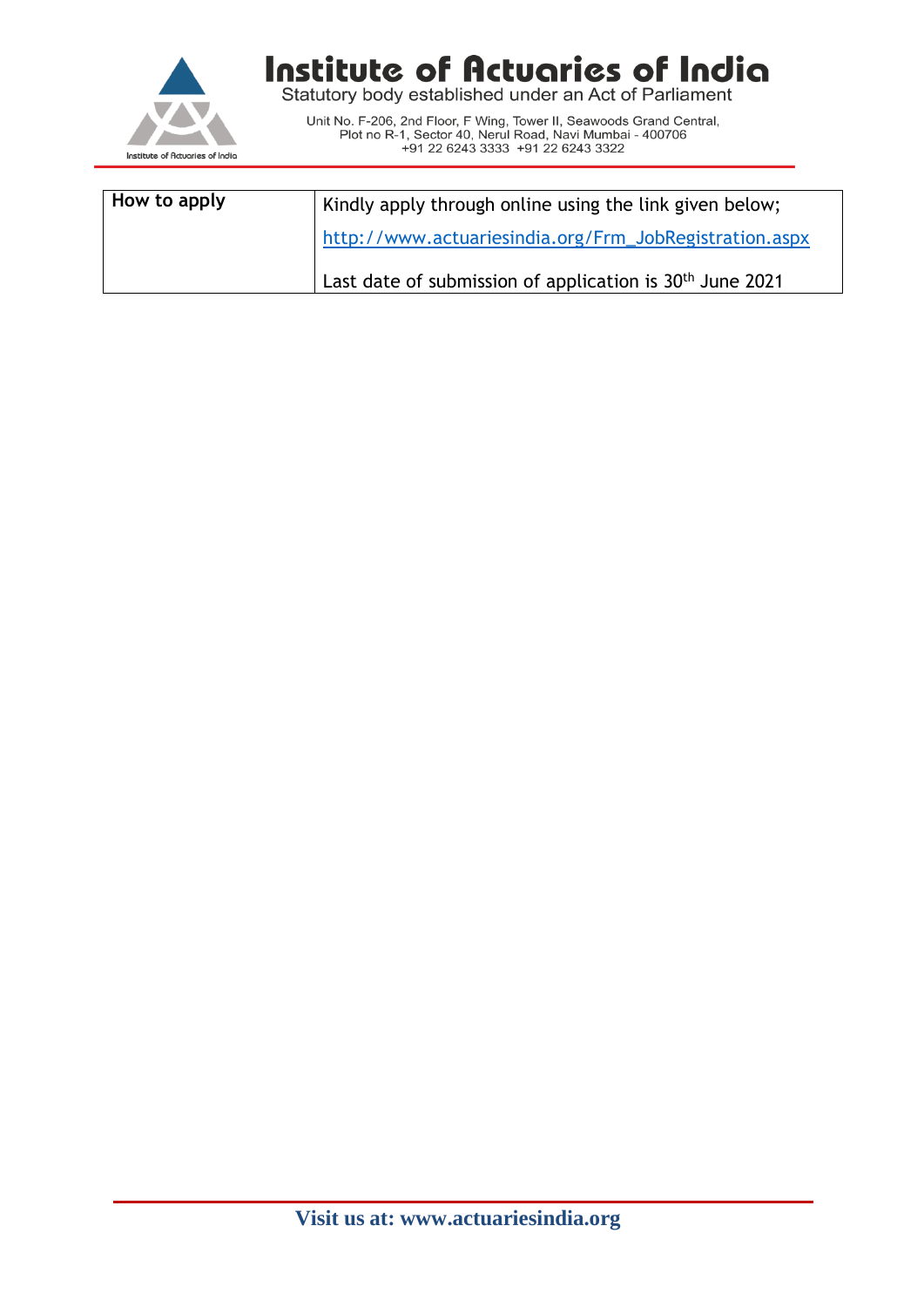| | |
|---|---|
| **How to apply** | Kindly apply through online using the link given below; [http://www.actuariesindia.org/Frm_JobRegistration.aspx](http://www.actuariesindia.org/Frm_JobRegistration.aspx) Last date of submission of application is 30th June 2021 |